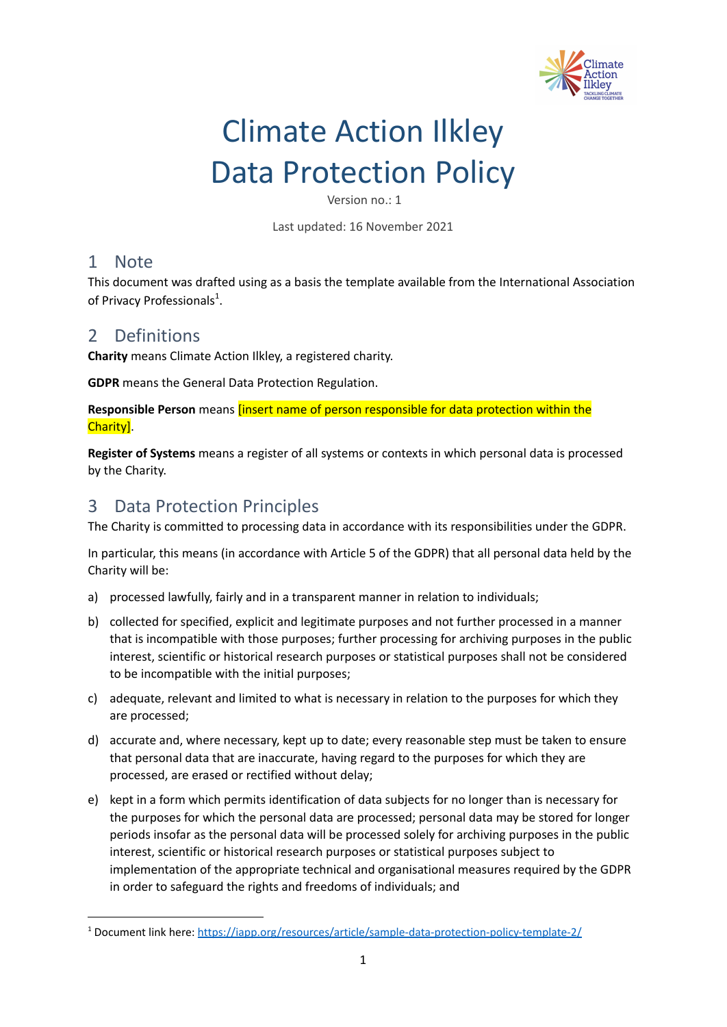# Climate Action Ilkley
# Data Protection Policy

Version no.: 1

Last updated: 16 November 2021

## 1 Note

This document was drafted using as a basis the template available from the International Association of Privacy Professionals[1].

## 2 Definitions

**Charity** means Climate Action Ilkley, a registered charity.

**GDPR** means the General Data Protection Regulation.

**Responsible Person** means [insert name of person responsible for data protection within the Charity].

**Register of Systems** means a register of all systems or contexts in which personal data is processed by the Charity.

## 3 Data Protection Principles

The Charity is committed to processing data in accordance with its responsibilities under the GDPR.

In particular, this means (in accordance with Article 5 of the GDPR) that all personal data held by the Charity will be:

a) processed lawfully, fairly and in a transparent manner in relation to individuals;

b) collected for specified, explicit and legitimate purposes and not further processed in a manner that is incompatible with those purposes; further processing for archiving purposes in the public interest, scientific or historical research purposes or statistical purposes shall not be considered to be incompatible with the initial purposes;

c) adequate, relevant and limited to what is necessary in relation to the purposes for which they are processed;

d) accurate and, where necessary, kept up to date; every reasonable step must be taken to ensure that personal data that are inaccurate, having regard to the purposes for which they are processed, are erased or rectified without delay;

e) kept in a form which permits identification of data subjects for no longer than is necessary for the purposes for which the personal data are processed; personal data may be stored for longer periods insofar as the personal data will be processed solely for archiving purposes in the public interest, scientific or historical research purposes or statistical purposes subject to implementation of the appropriate technical and organisational measures required by the GDPR in order to safeguard the rights and freedoms of individuals; and

---

[1] Document link here: https://iapp.org/resources/article/sample-data-protection-policy-template-2/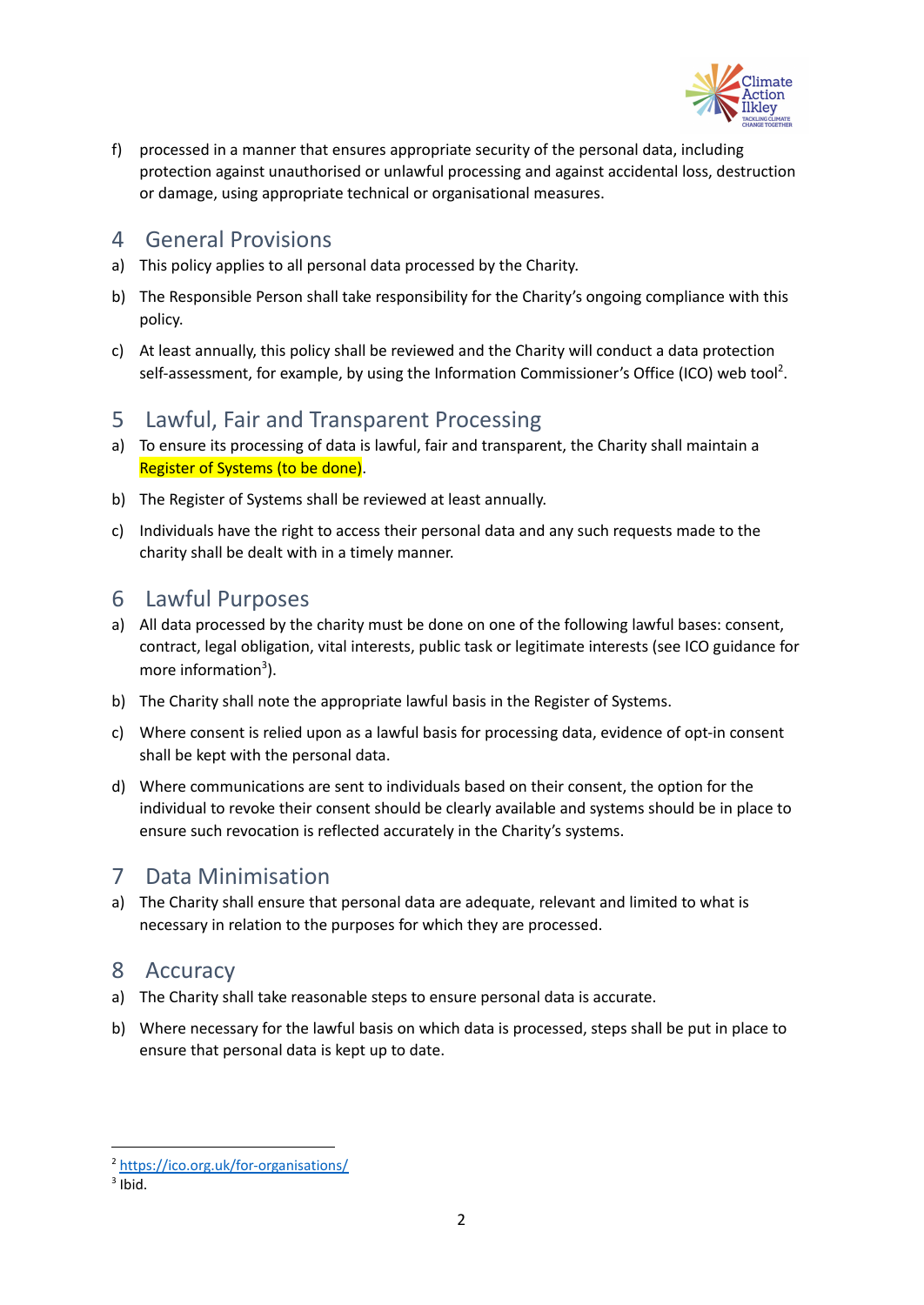f) processed in a manner that ensures appropriate security of the personal data, including protection against unauthorised or unlawful processing and against accidental loss, destruction or damage, using appropriate technical or organisational measures.

## 4 General Provisions

a) This policy applies to all personal data processed by the Charity.

b) The Responsible Person shall take responsibility for the Charity's ongoing compliance with this policy.

c) At least annually, this policy shall be reviewed and the Charity will conduct a data protection self-assessment, for example, by using the Information Commissioner's Office (ICO) web tool[2].

## 5 Lawful, Fair and Transparent Processing

a) To ensure its processing of data is lawful, fair and transparent, the Charity shall maintain a Register of Systems (to be done).

b) The Register of Systems shall be reviewed at least annually.

c) Individuals have the right to access their personal data and any such requests made to the charity shall be dealt with in a timely manner.

## 6 Lawful Purposes

a) All data processed by the charity must be done on one of the following lawful bases: consent, contract, legal obligation, vital interests, public task or legitimate interests (see ICO guidance for more information[3]).

b) The Charity shall note the appropriate lawful basis in the Register of Systems.

c) Where consent is relied upon as a lawful basis for processing data, evidence of opt-in consent shall be kept with the personal data.

d) Where communications are sent to individuals based on their consent, the option for the individual to revoke their consent should be clearly available and systems should be in place to ensure such revocation is reflected accurately in the Charity's systems.

## 7 Data Minimisation

a) The Charity shall ensure that personal data are adequate, relevant and limited to what is necessary in relation to the purposes for which they are processed.

## 8 Accuracy

a) The Charity shall take reasonable steps to ensure personal data is accurate.

b) Where necessary for the lawful basis on which data is processed, steps shall be put in place to ensure that personal data is kept up to date.

---

[2] https://ico.org.uk/for-organisations/

[3] Ibid.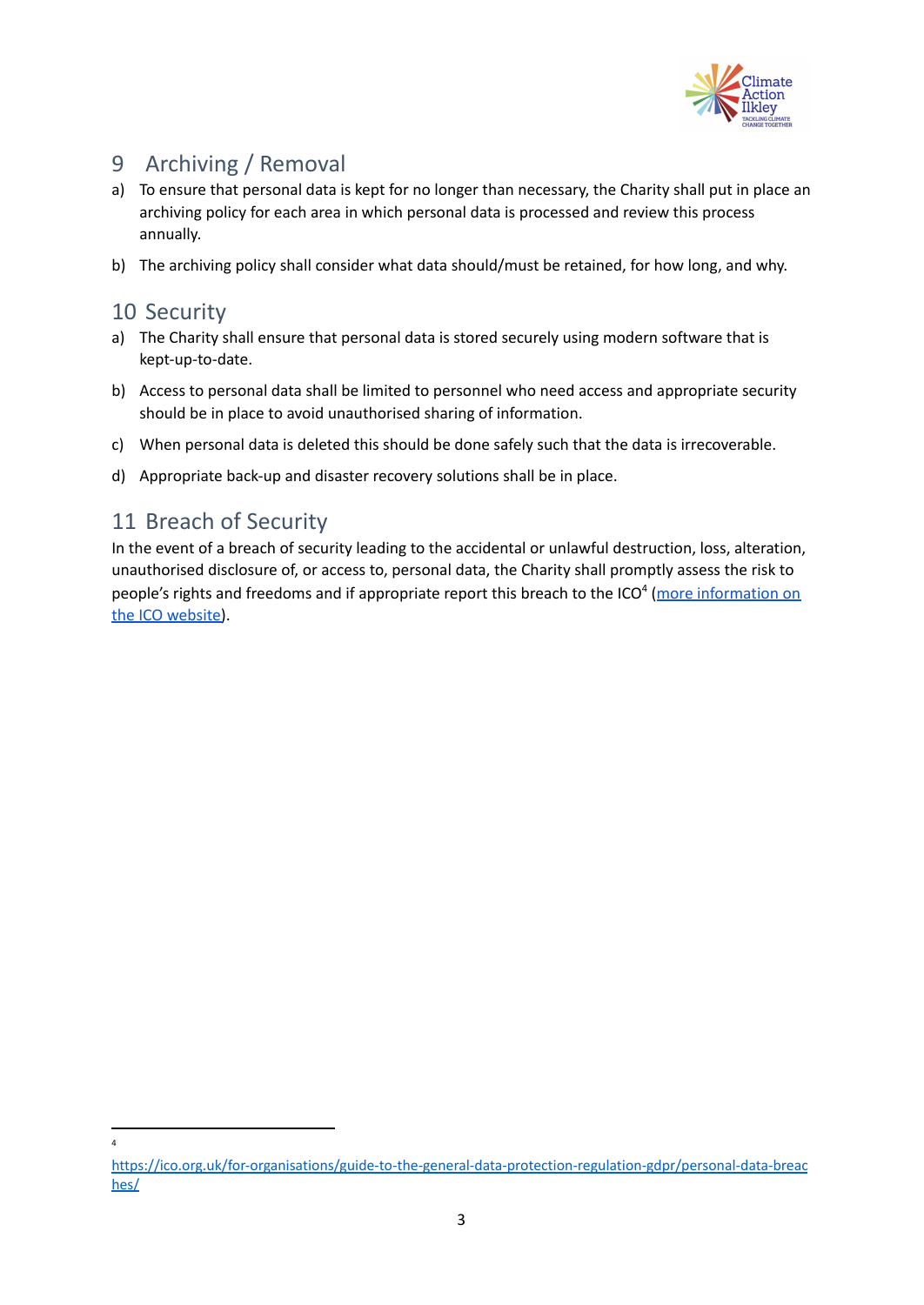## 9 Archiving / Removal

a) To ensure that personal data is kept for no longer than necessary, the Charity shall put in place an archiving policy for each area in which personal data is processed and review this process annually.

b) The archiving policy shall consider what data should/must be retained, for how long, and why.

## 10 Security

a) The Charity shall ensure that personal data is stored securely using modern software that is kept-up-to-date.

b) Access to personal data shall be limited to personnel who need access and appropriate security should be in place to avoid unauthorised sharing of information.

c) When personal data is deleted this should be done safely such that the data is irrecoverable.

d) Appropriate back-up and disaster recovery solutions shall be in place.

## 11 Breach of Security

In the event of a breach of security leading to the accidental or unlawful destruction, loss, alteration, unauthorised disclosure of, or access to, personal data, the Charity shall promptly assess the risk to people's rights and freedoms and if appropriate report this breach to the ICO[4] ([more information on the ICO website](https://ico.org.uk/for-organisations/guide-to-the-general-data-protection-regulation-gdpr/personal-data-breaches/)).

---

[4] https://ico.org.uk/for-organisations/guide-to-the-general-data-protection-regulation-gdpr/personal-data-breaches/